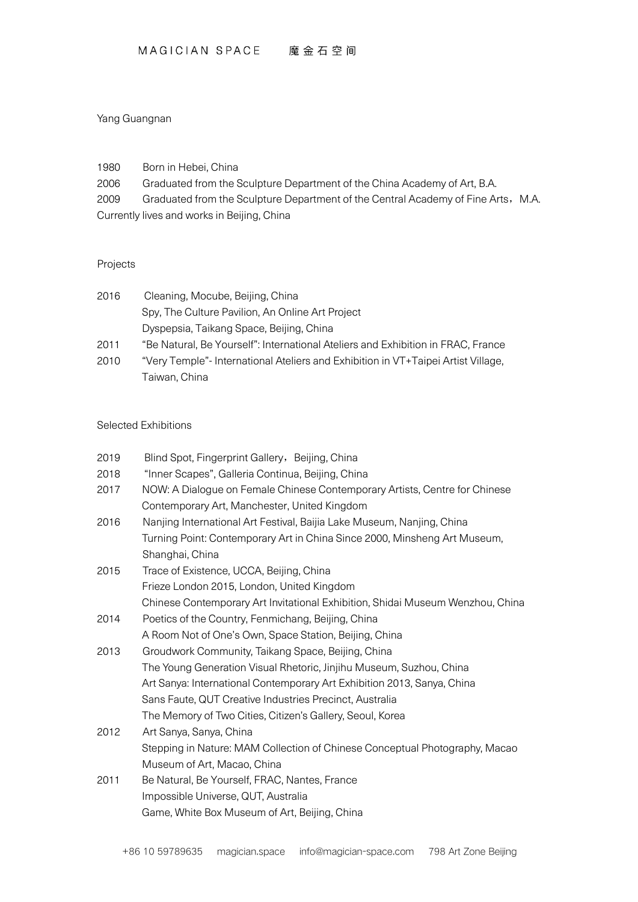Yang Guangnan

1980 Born in Hebei, China

2006 Graduated from the Sculpture Department of the China Academy of Art, B.A.

2009 Graduated from the Sculpture Department of the Central Academy of Fine Arts，M.A.

Currently lives and works in Beijing, China

## Projects

2016 Cleaning, Mocube, Beijing, China
Spy, The Culture Pavilion, An Online Art Project
Dyspepsia, Taikang Space, Beijing, China

2011 "Be Natural, Be Yourself": International Ateliers and Exhibition in FRAC, France

2010 "Very Temple"- International Ateliers and Exhibition in VT+Taipei Artist Village, Taiwan, China

## Selected Exhibitions

2019 Blind Spot, Fingerprint Gallery，Beijing, China

2018 "Inner Scapes", Galleria Continua, Beijing, China

2017 NOW: A Dialogue on Female Chinese Contemporary Artists, Centre for Chinese Contemporary Art, Manchester, United Kingdom

2016 Nanjing International Art Festival, Baijia Lake Museum, Nanjing, China
Turning Point: Contemporary Art in China Since 2000, Minsheng Art Museum, Shanghai, China

2015 Trace of Existence, UCCA, Beijing, China
Frieze London 2015, London, United Kingdom
Chinese Contemporary Art Invitational Exhibition, Shidai Museum Wenzhou, China

2014 Poetics of the Country, Fenmichang, Beijing, China
A Room Not of One's Own, Space Station, Beijing, China

2013 Groudwork Community, Taikang Space, Beijing, China
The Young Generation Visual Rhetoric, Jinjihu Museum, Suzhou, China
Art Sanya: International Contemporary Art Exhibition 2013, Sanya, China
Sans Faute, QUT Creative Industries Precinct, Australia
The Memory of Two Cities, Citizen's Gallery, Seoul, Korea

2012 Art Sanya, Sanya, China
Stepping in Nature: MAM Collection of Chinese Conceptual Photography, Macao Museum of Art, Macao, China

2011 Be Natural, Be Yourself, FRAC, Nantes, France
Impossible Universe, QUT, Australia
Game, White Box Museum of Art, Beijing, China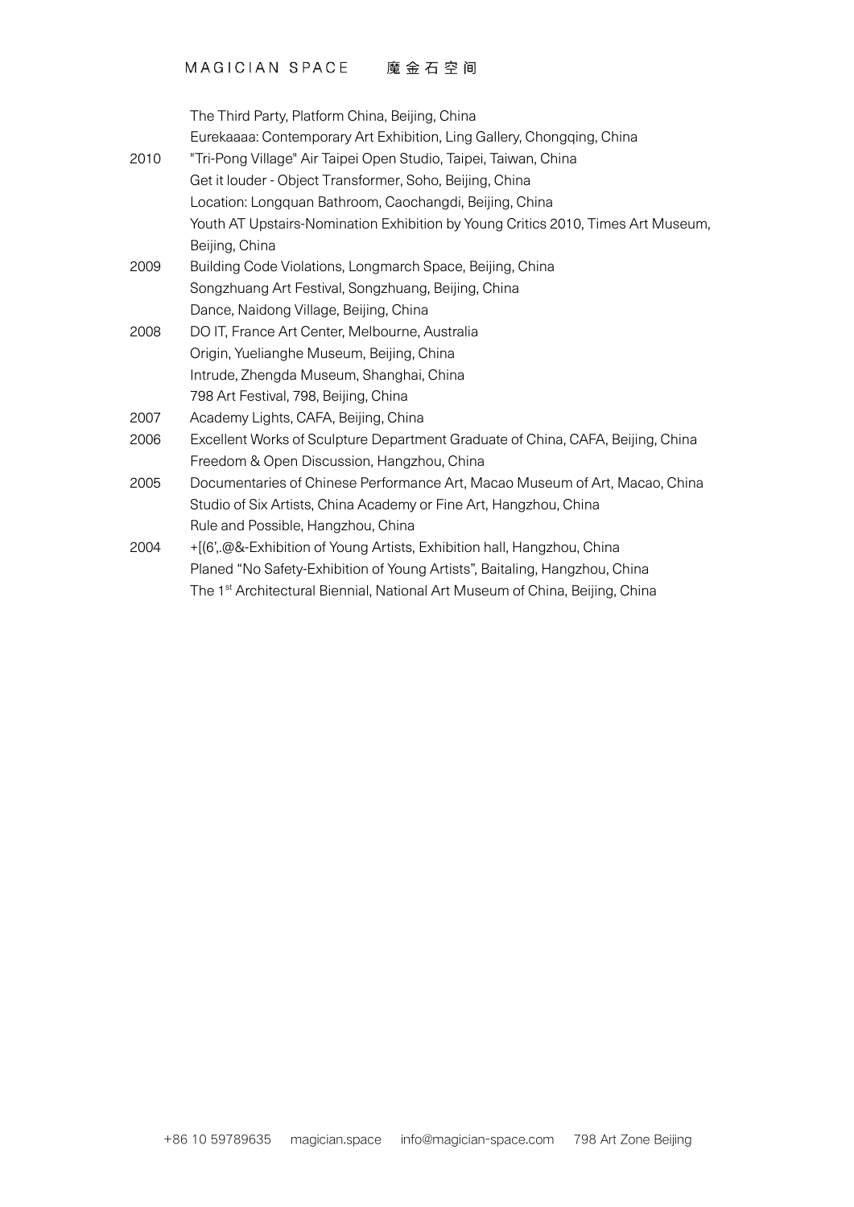The Third Party, Platform China, Beijing, China
Eurekaaaa: Contemporary Art Exhibition, Ling Gallery, Chongqing, China

2010 "Tri-Pong Village" Air Taipei Open Studio, Taipei, Taiwan, China
Get it louder - Object Transformer, Soho, Beijing, China
Location: Longquan Bathroom, Caochangdi, Beijing, China
Youth AT Upstairs-Nomination Exhibition by Young Critics 2010, Times Art Museum, Beijing, China

2009 Building Code Violations, Longmarch Space, Beijing, China
Songzhuang Art Festival, Songzhuang, Beijing, China
Dance, Naidong Village, Beijing, China

2008 DO IT, France Art Center, Melbourne, Australia
Origin, Yuelianghe Museum, Beijing, China
Intrude, Zhengda Museum, Shanghai, China
798 Art Festival, 798, Beijing, China

2007 Academy Lights, CAFA, Beijing, China

2006 Excellent Works of Sculpture Department Graduate of China, CAFA, Beijing, China
Freedom & Open Discussion, Hangzhou, China

2005 Documentaries of Chinese Performance Art, Macao Museum of Art, Macao, China
Studio of Six Artists, China Academy or Fine Art, Hangzhou, China
Rule and Possible, Hangzhou, China

2004 +[(6',.@&-Exhibition of Young Artists, Exhibition hall, Hangzhou, China
Planed "No Safety-Exhibition of Young Artists", Baitaling, Hangzhou, China
The 1st Architectural Biennial, National Art Museum of China, Beijing, China